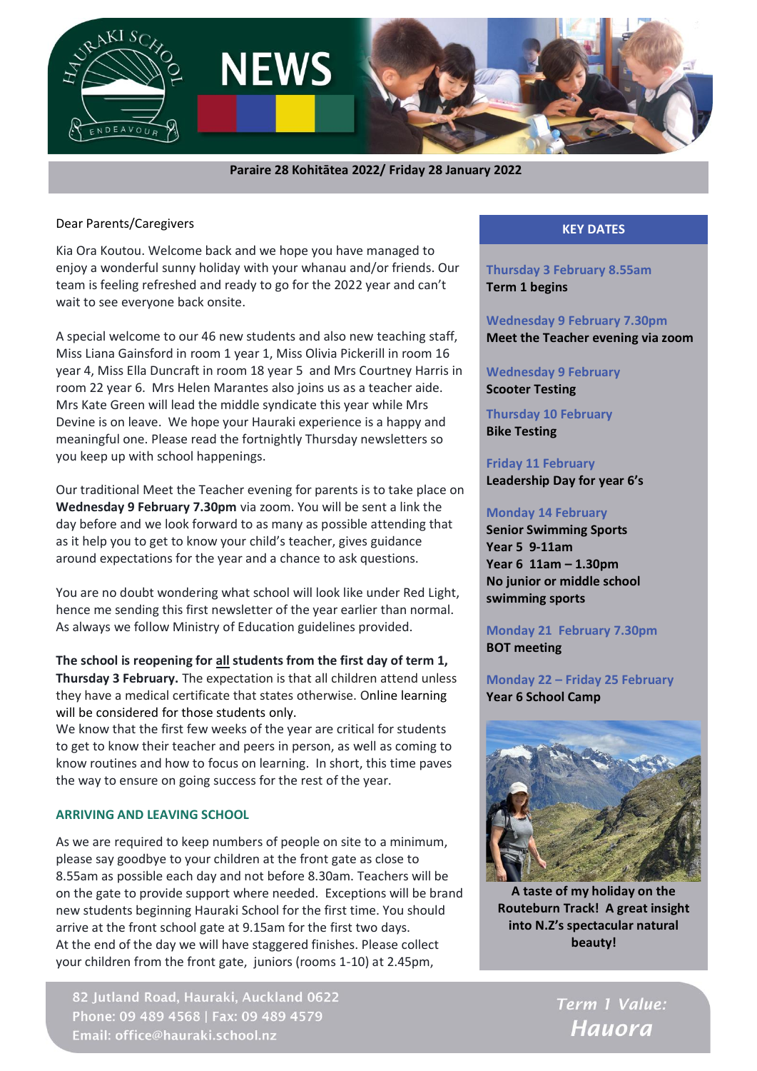# NEWS

**Paraire 28 Kohitātea 2022/ Friday 28 January 2022**

Dear Parents/Caregivers

Kia Ora Koutou. Welcome back and we hope you have managed to enjoy a wonderful sunny holiday with your whanau and/or friends. Our team is feeling refreshed and ready to go for the 2022 year and can't wait to see everyone back onsite.

A special welcome to our 46 new students and also new teaching staff, Miss Liana Gainsford in room 1 year 1, Miss Olivia Pickerill in room 16 year 4, Miss Ella Duncraft in room 18 year 5 and Mrs Courtney Harris in room 22 year 6. Mrs Helen Marantes also joins us as a teacher aide. Mrs Kate Green will lead the middle syndicate this year while Mrs Devine is on leave. We hope your Hauraki experience is a happy and meaningful one. Please read the fortnightly Thursday newsletters so you keep up with school happenings.

Our traditional Meet the Teacher evening for parents is to take place on **Wednesday 9 February 7.30pm** via zoom. You will be sent a link the day before and we look forward to as many as possible attending that as it help you to get to know your child's teacher, gives guidance around expectations for the year and a chance to ask questions.

You are no doubt wondering what school will look like under Red Light, hence me sending this first newsletter of the year earlier than normal. As always we follow Ministry of Education guidelines provided.

**The school is reopening for all students from the first day of term 1, Thursday 3 February.** The expectation is that all children attend unless they have a medical certificate that states otherwise. Online learning will be considered for those students only.
We know that the first few weeks of the year are critical for students to get to know their teacher and peers in person, as well as coming to know routines and how to focus on learning. In short, this time paves the way to ensure on going success for the rest of the year.

## ARRIVING AND LEAVING SCHOOL

As we are required to keep numbers of people on site to a minimum, please say goodbye to your children at the front gate as close to 8.55am as possible each day and not before 8.30am. Teachers will be on the gate to provide support where needed. Exceptions will be brand new students beginning Hauraki School for the first time. You should arrive at the front school gate at 9.15am for the first two days.
At the end of the day we will have staggered finishes. Please collect your children from the front gate, juniors (rooms 1-10) at 2.45pm,

## KEY DATES

**Thursday 3 February 8.55am**
**Term 1 begins**

**Wednesday 9 February 7.30pm**
**Meet the Teacher evening via zoom**

**Wednesday 9 February**
**Scooter Testing**

**Thursday 10 February**
**Bike Testing**

**Friday 11 February**
**Leadership Day for year 6's**

**Monday 14 February**
**Senior Swimming Sports**
**Year 5 9-11am**
**Year 6 11am – 1.30pm**
**No junior or middle school swimming sports**

**Monday 21 February 7.30pm**
**BOT meeting**

**Monday 22 – Friday 25 February**
**Year 6 School Camp**

**A taste of my holiday on the Routeburn Track! A great insight into N.Z's spectacular natural beauty!**

82 Jutland Road, Hauraki, Auckland 0622
Phone: 09 489 4568 | Fax: 09 489 4579
Email: office@hauraki.school.nz

*Term 1 Value:*
***Hauora***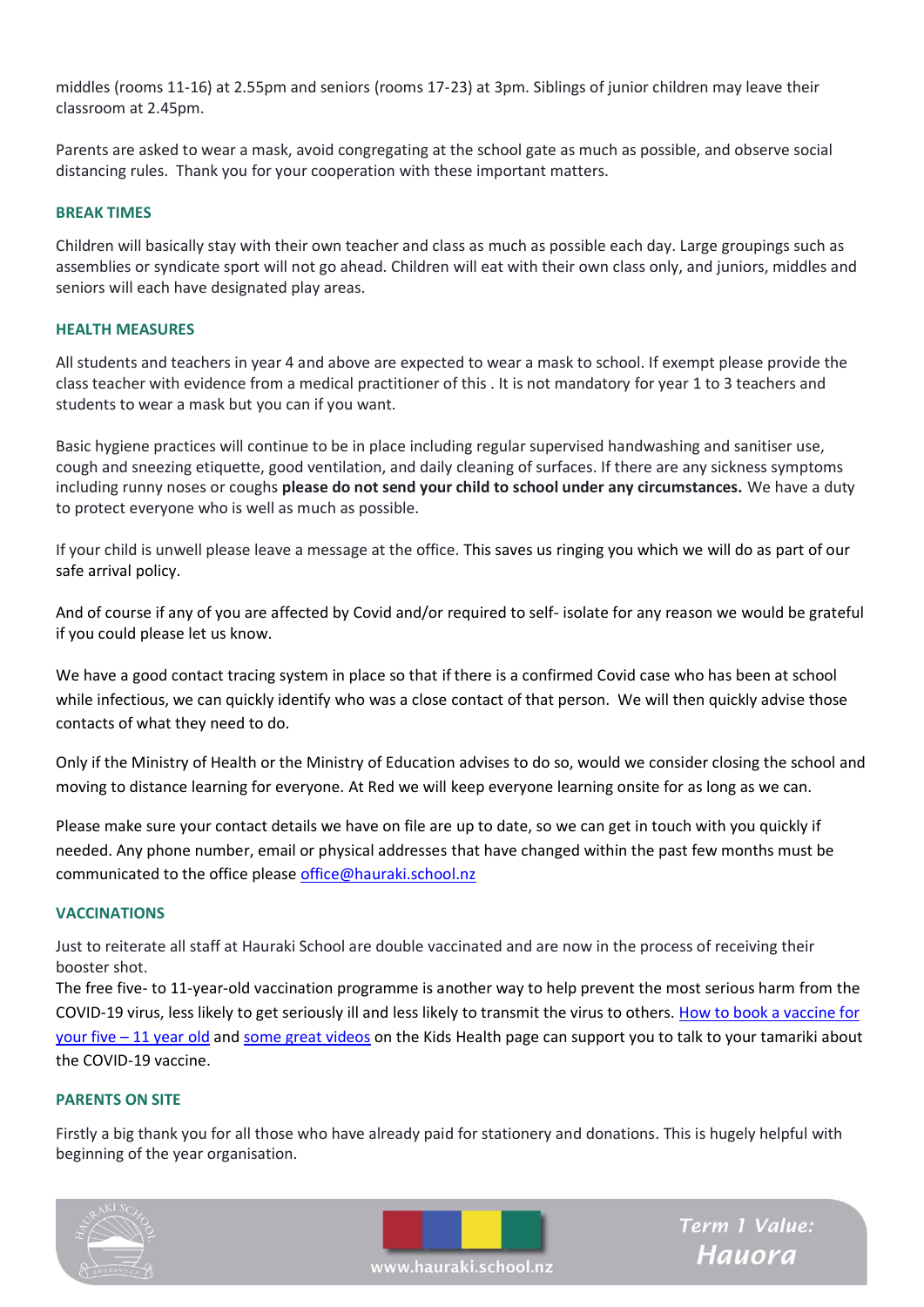middles (rooms 11-16) at 2.55pm and seniors (rooms 17-23) at 3pm. Siblings of junior children may leave their classroom at 2.45pm.

Parents are asked to wear a mask, avoid congregating at the school gate as much as possible, and observe social distancing rules. Thank you for your cooperation with these important matters.

## BREAK TIMES

Children will basically stay with their own teacher and class as much as possible each day. Large groupings such as assemblies or syndicate sport will not go ahead. Children will eat with their own class only, and juniors, middles and seniors will each have designated play areas.

## HEALTH MEASURES

All students and teachers in year 4 and above are expected to wear a mask to school. If exempt please provide the class teacher with evidence from a medical practitioner of this . It is not mandatory for year 1 to 3 teachers and students to wear a mask but you can if you want.

Basic hygiene practices will continue to be in place including regular supervised handwashing and sanitiser use, cough and sneezing etiquette, good ventilation, and daily cleaning of surfaces. If there are any sickness symptoms including runny noses or coughs **please do not send your child to school under any circumstances.** We have a duty to protect everyone who is well as much as possible.

If your child is unwell please leave a message at the office. This saves us ringing you which we will do as part of our safe arrival policy.

And of course if any of you are affected by Covid and/or required to self- isolate for any reason we would be grateful if you could please let us know.

We have a good contact tracing system in place so that if there is a confirmed Covid case who has been at school while infectious, we can quickly identify who was a close contact of that person. We will then quickly advise those contacts of what they need to do.

Only if the Ministry of Health or the Ministry of Education advises to do so, would we consider closing the school and moving to distance learning for everyone. At Red we will keep everyone learning onsite for as long as we can.

Please make sure your contact details we have on file are up to date, so we can get in touch with you quickly if needed. Any phone number, email or physical addresses that have changed within the past few months must be communicated to the office please office@hauraki.school.nz

## VACCINATIONS

Just to reiterate all staff at Hauraki School are double vaccinated and are now in the process of receiving their booster shot.

The free five- to 11-year-old vaccination programme is another way to help prevent the most serious harm from the COVID-19 virus, less likely to get seriously ill and less likely to transmit the virus to others. How to book a vaccine for your five – 11 year old and some great videos on the Kids Health page can support you to talk to your tamariki about the COVID-19 vaccine.

## PARENTS ON SITE

Firstly a big thank you for all those who have already paid for stationery and donations. This is hugely helpful with beginning of the year organisation.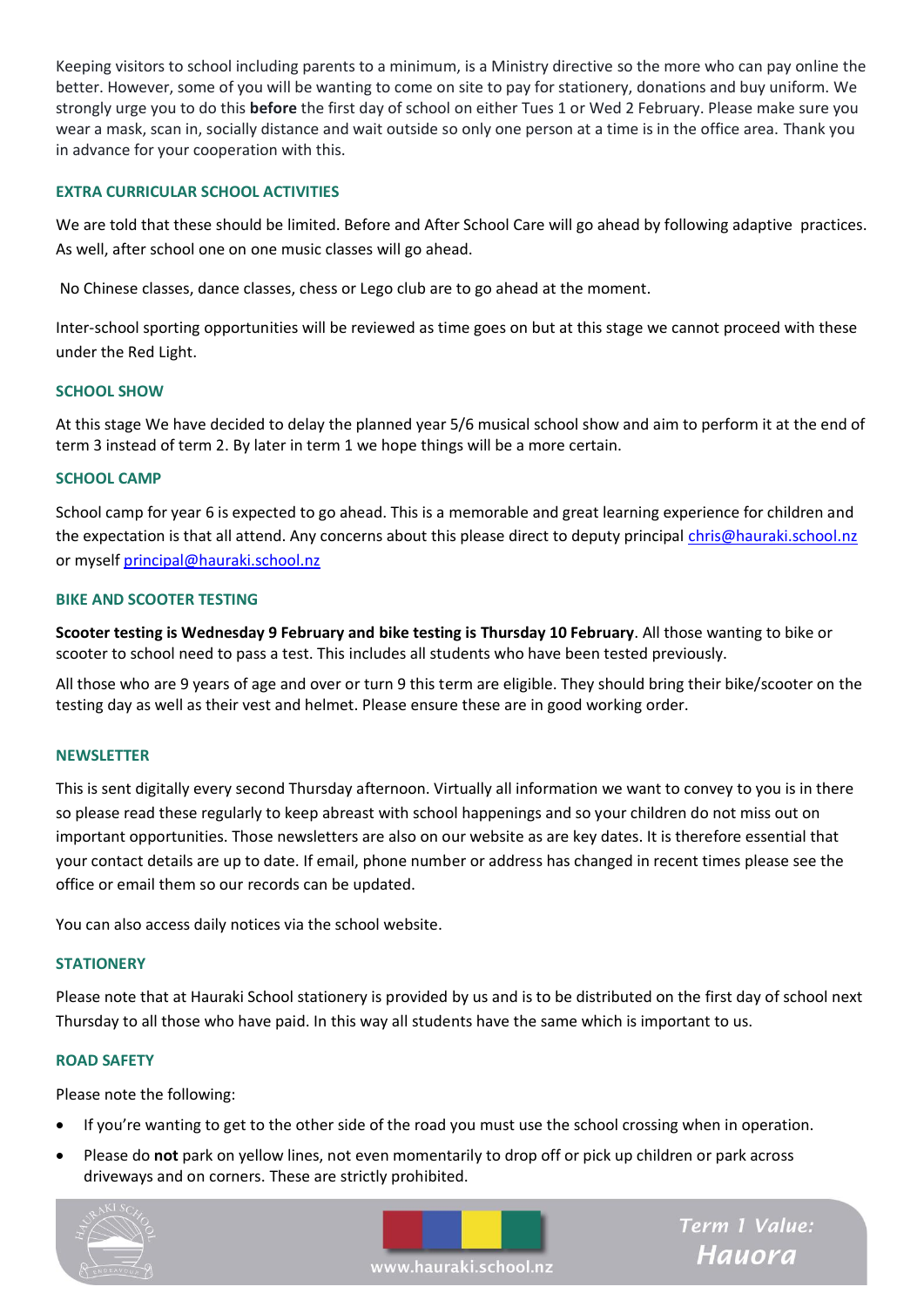Keeping visitors to school including parents to a minimum, is a Ministry directive so the more who can pay online the better. However, some of you will be wanting to come on site to pay for stationery, donations and buy uniform. We strongly urge you to do this **before** the first day of school on either Tues 1 or Wed 2 February. Please make sure you wear a mask, scan in, socially distance and wait outside so only one person at a time is in the office area. Thank you in advance for your cooperation with this.

## EXTRA CURRICULAR SCHOOL ACTIVITIES

We are told that these should be limited. Before and After School Care will go ahead by following adaptive practices. As well, after school one on one music classes will go ahead.

No Chinese classes, dance classes, chess or Lego club are to go ahead at the moment.

Inter-school sporting opportunities will be reviewed as time goes on but at this stage we cannot proceed with these under the Red Light.

## SCHOOL SHOW

At this stage We have decided to delay the planned year 5/6 musical school show and aim to perform it at the end of term 3 instead of term 2. By later in term 1 we hope things will be a more certain.

## SCHOOL CAMP

School camp for year 6 is expected to go ahead. This is a memorable and great learning experience for children and the expectation is that all attend. Any concerns about this please direct to deputy principal chris@hauraki.school.nz or myself principal@hauraki.school.nz

## BIKE AND SCOOTER TESTING

**Scooter testing is Wednesday 9 February and bike testing is Thursday 10 February**. All those wanting to bike or scooter to school need to pass a test. This includes all students who have been tested previously.

All those who are 9 years of age and over or turn 9 this term are eligible. They should bring their bike/scooter on the testing day as well as their vest and helmet. Please ensure these are in good working order.

## NEWSLETTER

This is sent digitally every second Thursday afternoon. Virtually all information we want to convey to you is in there so please read these regularly to keep abreast with school happenings and so your children do not miss out on important opportunities. Those newsletters are also on our website as are key dates. It is therefore essential that your contact details are up to date. If email, phone number or address has changed in recent times please see the office or email them so our records can be updated.

You can also access daily notices via the school website.

## STATIONERY

Please note that at Hauraki School stationery is provided by us and is to be distributed on the first day of school next Thursday to all those who have paid. In this way all students have the same which is important to us.

## ROAD SAFETY

Please note the following:

- If you're wanting to get to the other side of the road you must use the school crossing when in operation.
- Please do **not** park on yellow lines, not even momentarily to drop off or pick up children or park across driveways and on corners. These are strictly prohibited.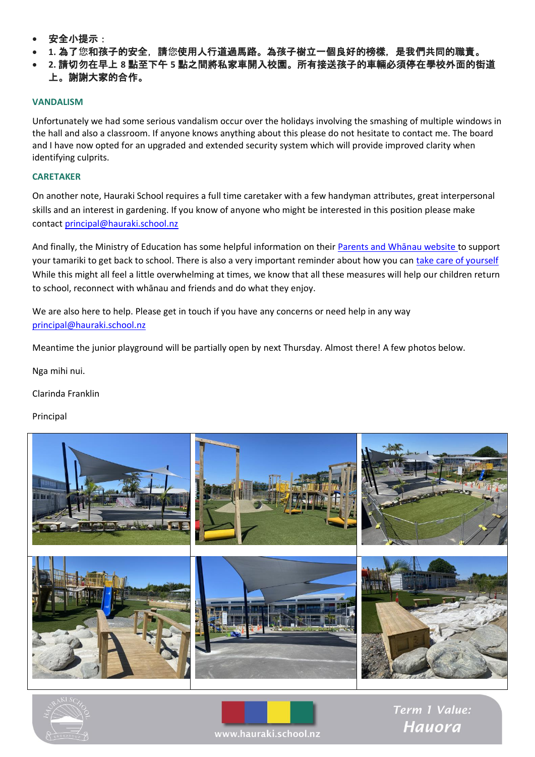- 安全小提示：
- 1. 為了您和孩子的安全，請您使用人行道過馬路。為孩子樹立一個良好的榜樣，是我們共同的職責。
- 2. 請切勿在早上 8 點至下午 5 點之間將私家車開入校園。所有接送孩子的車輛必須停在學校外面的街道上。謝謝大家的合作。

### VANDALISM

Unfortunately we had some serious vandalism occur over the holidays involving the smashing of multiple windows in the hall and also a classroom. If anyone knows anything about this please do not hesitate to contact me. The board and I have now opted for an upgraded and extended security system which will provide improved clarity when identifying culprits.

### CARETAKER

On another note, Hauraki School requires a full time caretaker with a few handyman attributes, great interpersonal skills and an interest in gardening. If you know of anyone who might be interested in this position please make contact principal@hauraki.school.nz

And finally, the Ministry of Education has some helpful information on their Parents and Whānau website to support your tamariki to get back to school. There is also a very important reminder about how you can take care of yourself While this might all feel a little overwhelming at times, we know that all these measures will help our children return to school, reconnect with whānau and friends and do what they enjoy.

We are also here to help. Please get in touch if you have any concerns or need help in any way principal@hauraki.school.nz

Meantime the junior playground will be partially open by next Thursday. Almost there! A few photos below.

Nga mihi nui.

Clarinda Franklin

Principal

www.hauraki.school.nz

Term 1 Value: Hauora